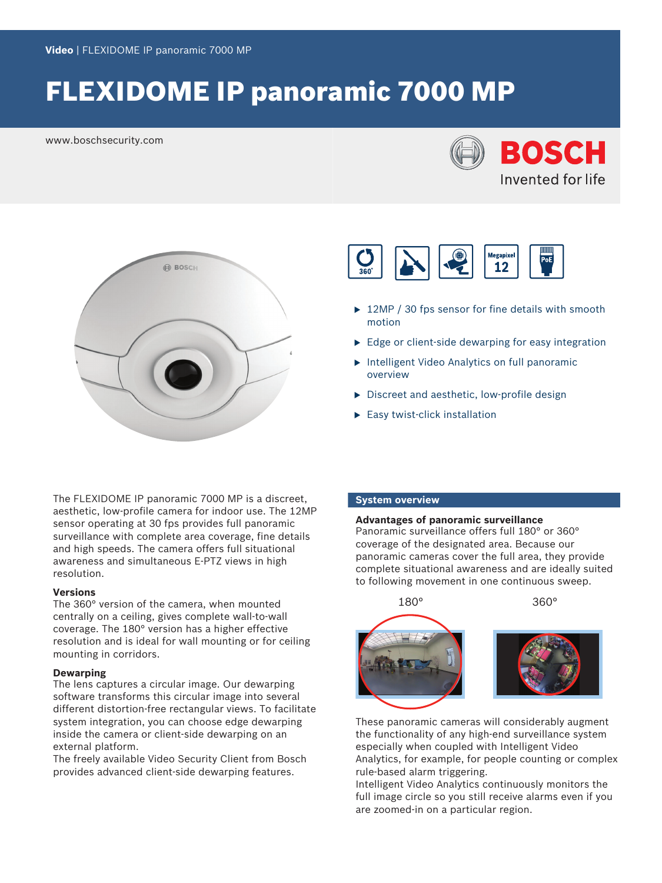**Video** | FLEXIDOME IP panoramic 7000 MP

# FLEXIDOME IP panoramic 7000 MP

www.boschsecurity.com

- 12MP / 30 fps sensor for fine details with smooth motion
- Edge or client-side dewarping for easy integration
- Intelligent Video Analytics on full panoramic overview
- Discreet and aesthetic, low-profile design
- Easy twist-click installation

The FLEXIDOME IP panoramic 7000 MP is a discreet, aesthetic, low-profile camera for indoor use. The 12MP sensor operating at 30 fps provides full panoramic surveillance with complete area coverage, fine details and high speeds. The camera offers full situational awareness and simultaneous E-PTZ views in high resolution.

### Versions

The 360° version of the camera, when mounted centrally on a ceiling, gives complete wall-to-wall coverage. The 180° version has a higher effective resolution and is ideal for wall mounting or for ceiling mounting in corridors.

### Dewarping

The lens captures a circular image. Our dewarping software transforms this circular image into several different distortion-free rectangular views. To facilitate system integration, you can choose edge dewarping inside the camera or client-side dewarping on an external platform.
The freely available Video Security Client from Bosch provides advanced client-side dewarping features.

## System overview

### Advantages of panoramic surveillance

Panoramic surveillance offers full 180° or 360° coverage of the designated area. Because our panoramic cameras cover the full area, they provide complete situational awareness and are ideally suited to following movement in one continuous sweep.

180° 360°

These panoramic cameras will considerably augment the functionality of any high-end surveillance system especially when coupled with Intelligent Video Analytics, for example, for people counting or complex rule-based alarm triggering.
Intelligent Video Analytics continuously monitors the full image circle so you still receive alarms even if you are zoomed-in on a particular region.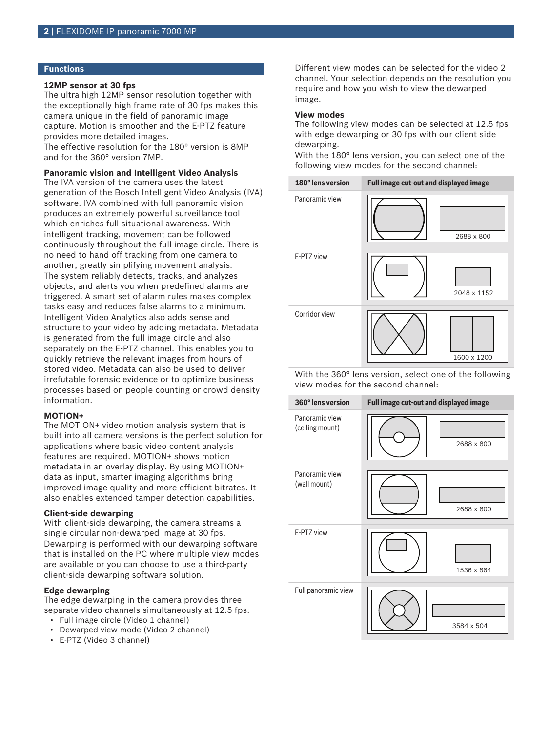## Functions

### 12MP sensor at 30 fps

The ultra high 12MP sensor resolution together with the exceptionally high frame rate of 30 fps makes this camera unique in the field of panoramic image capture. Motion is smoother and the E-PTZ feature provides more detailed images.
The effective resolution for the 180° version is 8MP and for the 360° version 7MP.

### Panoramic vision and Intelligent Video Analysis

The IVA version of the camera uses the latest generation of the Bosch Intelligent Video Analysis (IVA) software. IVA combined with full panoramic vision produces an extremely powerful surveillance tool which enriches full situational awareness. With intelligent tracking, movement can be followed continuously throughout the full image circle. There is no need to hand off tracking from one camera to another, greatly simplifying movement analysis.
The system reliably detects, tracks, and analyzes objects, and alerts you when predefined alarms are triggered. A smart set of alarm rules makes complex tasks easy and reduces false alarms to a minimum.
Intelligent Video Analytics also adds sense and structure to your video by adding metadata. Metadata is generated from the full image circle and also separately on the E-PTZ channel. This enables you to quickly retrieve the relevant images from hours of stored video. Metadata can also be used to deliver irrefutable forensic evidence or to optimize business processes based on people counting or crowd density information.

### MOTION+

The MOTION+ video motion analysis system that is built into all camera versions is the perfect solution for applications where basic video content analysis features are required. MOTION+ shows motion metadata in an overlay display. By using MOTION+ data as input, smarter imaging algorithms bring improved image quality and more efficient bitrates. It also enables extended tamper detection capabilities.

### Client-side dewarping

With client-side dewarping, the camera streams a single circular non-dewarped image at 30 fps. Dewarping is performed with our dewarping software that is installed on the PC where multiple view modes are available or you can choose to use a third-party client-side dewarping software solution.

### Edge dewarping

The edge dewarping in the camera provides three separate video channels simultaneously at 12.5 fps:

- Full image circle (Video 1 channel)
- Dewarped view mode (Video 2 channel)
- E-PTZ (Video 3 channel)

Different view modes can be selected for the video 2 channel. Your selection depends on the resolution you require and how you wish to view the dewarped image.

### View modes

The following view modes can be selected at 12.5 fps with edge dewarping or 30 fps with our client side dewarping.
With the 180° lens version, you can select one of the following view modes for the second channel:

| 180° lens version | Full image cut-out and displayed image |
|---|---|
| Panoramic view | 2688 x 800 |
| E-PTZ view | 2048 x 1152 |
| Corridor view | 1600 x 1200 |

With the 360° lens version, select one of the following view modes for the second channel:

| 360° lens version | Full image cut-out and displayed image |
|---|---|
| Panoramic view (ceiling mount) | 2688 x 800 |
| Panoramic view (wall mount) | 2688 x 800 |
| E-PTZ view | 1536 x 864 |
| Full panoramic view | 3584 x 504 |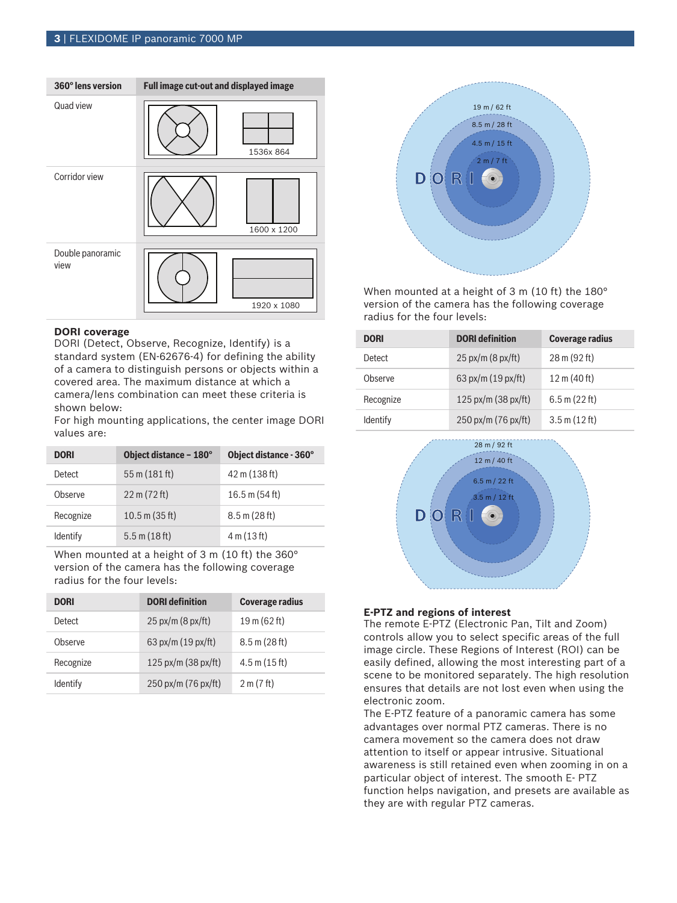| 360° lens version | Full image cut-out and displayed image |
| --- | --- |
| Quad view | 1536x 864 |
| Corridor view | 1600 x 1200 |
| Double panoramic view | 1920 x 1080 |

### DORI coverage

DORI (Detect, Observe, Recognize, Identify) is a standard system (EN-62676-4) for defining the ability of a camera to distinguish persons or objects within a covered area. The maximum distance at which a camera/lens combination can meet these criteria is shown below:

For high mounting applications, the center image DORI values are:

| DORI | Object distance – 180° | Object distance - 360° |
| --- | --- | --- |
| Detect | 55 m (181 ft) | 42 m (138 ft) |
| Observe | 22 m (72 ft) | 16.5 m (54 ft) |
| Recognize | 10.5 m (35 ft) | 8.5 m (28 ft) |
| Identify | 5.5 m (18 ft) | 4 m (13 ft) |

When mounted at a height of 3 m (10 ft) the 360° version of the camera has the following coverage radius for the four levels:

| DORI | DORI definition | Coverage radius |
| --- | --- | --- |
| Detect | 25 px/m (8 px/ft) | 19 m (62 ft) |
| Observe | 63 px/m (19 px/ft) | 8.5 m (28 ft) |
| Recognize | 125 px/m (38 px/ft) | 4.5 m (15 ft) |
| Identify | 250 px/m (76 px/ft) | 2 m (7 ft) |

When mounted at a height of 3 m (10 ft) the 180° version of the camera has the following coverage radius for the four levels:

| DORI | DORI definition | Coverage radius |
| --- | --- | --- |
| Detect | 25 px/m (8 px/ft) | 28 m (92 ft) |
| Observe | 63 px/m (19 px/ft) | 12 m (40 ft) |
| Recognize | 125 px/m (38 px/ft) | 6.5 m (22 ft) |
| Identify | 250 px/m (76 px/ft) | 3.5 m (12 ft) |

### E-PTZ and regions of interest

The remote E-PTZ (Electronic Pan, Tilt and Zoom) controls allow you to select specific areas of the full image circle. These Regions of Interest (ROI) can be easily defined, allowing the most interesting part of a scene to be monitored separately. The high resolution ensures that details are not lost even when using the electronic zoom.

The E-PTZ feature of a panoramic camera has some advantages over normal PTZ cameras. There is no camera movement so the camera does not draw attention to itself or appear intrusive. Situational awareness is still retained even when zooming in on a particular object of interest. The smooth E- PTZ function helps navigation, and presets are available as they are with regular PTZ cameras.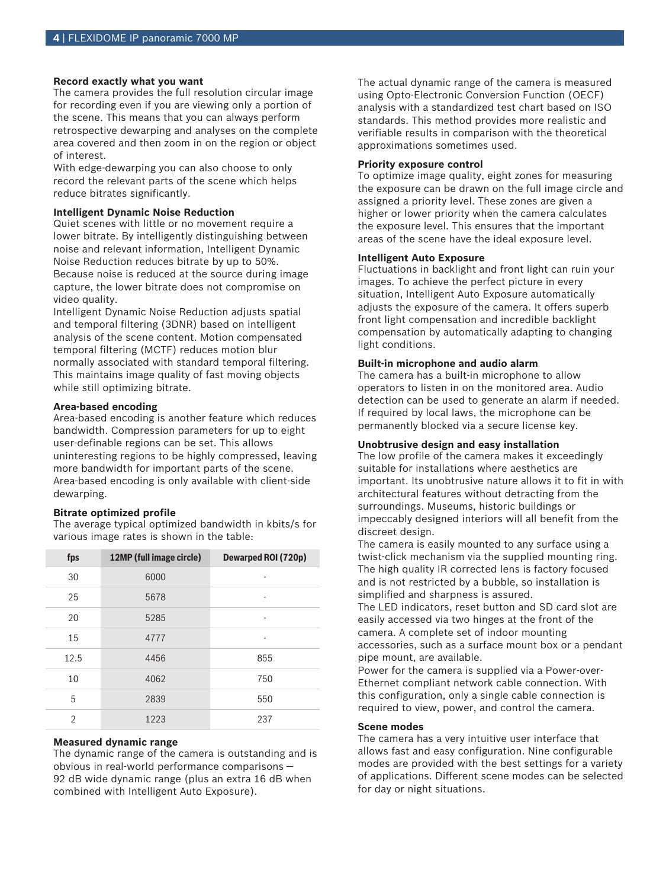### Record exactly what you want

The camera provides the full resolution circular image for recording even if you are viewing only a portion of the scene. This means that you can always perform retrospective dewarping and analyses on the complete area covered and then zoom in on the region or object of interest.
With edge-dewarping you can also choose to only record the relevant parts of the scene which helps reduce bitrates significantly.

### Intelligent Dynamic Noise Reduction

Quiet scenes with little or no movement require a lower bitrate. By intelligently distinguishing between noise and relevant information, Intelligent Dynamic Noise Reduction reduces bitrate by up to 50%. Because noise is reduced at the source during image capture, the lower bitrate does not compromise on video quality.
Intelligent Dynamic Noise Reduction adjusts spatial and temporal filtering (3DNR) based on intelligent analysis of the scene content. Motion compensated temporal filtering (MCTF) reduces motion blur normally associated with standard temporal filtering. This maintains image quality of fast moving objects while still optimizing bitrate.

### Area-based encoding

Area-based encoding is another feature which reduces bandwidth. Compression parameters for up to eight user-definable regions can be set. This allows uninteresting regions to be highly compressed, leaving more bandwidth for important parts of the scene. Area-based encoding is only available with client-side dewarping.

### Bitrate optimized profile

The average typical optimized bandwidth in kbits/s for various image rates is shown in the table:

| fps | 12MP (full image circle) | Dewarped ROI (720p) |
|---|---|---|
| 30 | 6000 | - |
| 25 | 5678 | - |
| 20 | 5285 | - |
| 15 | 4777 | - |
| 12.5 | 4456 | 855 |
| 10 | 4062 | 750 |
| 5 | 2839 | 550 |
| 2 | 1223 | 237 |

### Measured dynamic range

The dynamic range of the camera is outstanding and is obvious in real-world performance comparisons – 92 dB wide dynamic range (plus an extra 16 dB when combined with Intelligent Auto Exposure).

The actual dynamic range of the camera is measured using Opto-Electronic Conversion Function (OECF) analysis with a standardized test chart based on ISO standards. This method provides more realistic and verifiable results in comparison with the theoretical approximations sometimes used.

### Priority exposure control

To optimize image quality, eight zones for measuring the exposure can be drawn on the full image circle and assigned a priority level. These zones are given a higher or lower priority when the camera calculates the exposure level. This ensures that the important areas of the scene have the ideal exposure level.

### Intelligent Auto Exposure

Fluctuations in backlight and front light can ruin your images. To achieve the perfect picture in every situation, Intelligent Auto Exposure automatically adjusts the exposure of the camera. It offers superb front light compensation and incredible backlight compensation by automatically adapting to changing light conditions.

### Built-in microphone and audio alarm

The camera has a built-in microphone to allow operators to listen in on the monitored area. Audio detection can be used to generate an alarm if needed. If required by local laws, the microphone can be permanently blocked via a secure license key.

### Unobtrusive design and easy installation

The low profile of the camera makes it exceedingly suitable for installations where aesthetics are important. Its unobtrusive nature allows it to fit in with architectural features without detracting from the surroundings. Museums, historic buildings or impeccably designed interiors will all benefit from the discreet design.
The camera is easily mounted to any surface using a twist-click mechanism via the supplied mounting ring. The high quality IR corrected lens is factory focused and is not restricted by a bubble, so installation is simplified and sharpness is assured.
The LED indicators, reset button and SD card slot are easily accessed via two hinges at the front of the camera. A complete set of indoor mounting accessories, such as a surface mount box or a pendant pipe mount, are available.
Power for the camera is supplied via a Power-over-Ethernet compliant network cable connection. With this configuration, only a single cable connection is required to view, power, and control the camera.

### Scene modes

The camera has a very intuitive user interface that allows fast and easy configuration. Nine configurable modes are provided with the best settings for a variety of applications. Different scene modes can be selected for day or night situations.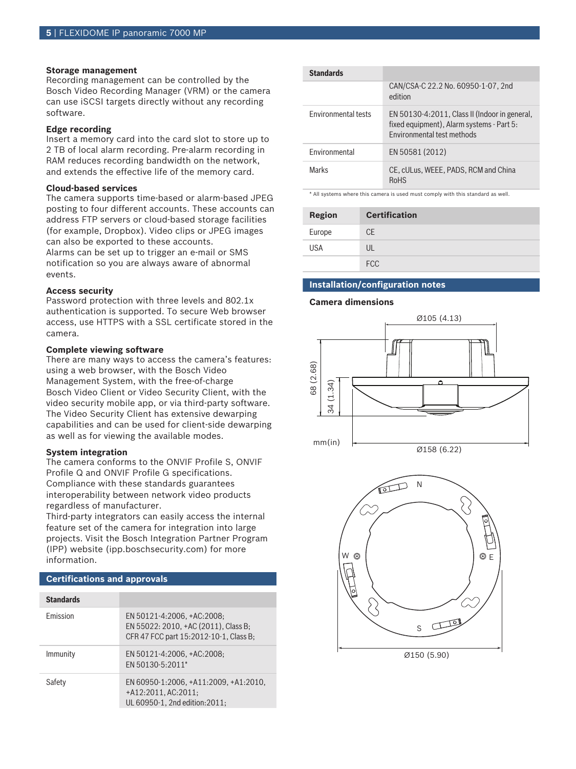**Storage management**
Recording management can be controlled by the Bosch Video Recording Manager (VRM) or the camera can use iSCSI targets directly without any recording software.

**Edge recording**
Insert a memory card into the card slot to store up to 2 TB of local alarm recording. Pre-alarm recording in RAM reduces recording bandwidth on the network, and extends the effective life of the memory card.

**Cloud-based services**
The camera supports time-based or alarm-based JPEG posting to four different accounts. These accounts can address FTP servers or cloud-based storage facilities (for example, Dropbox). Video clips or JPEG images can also be exported to these accounts.
Alarms can be set up to trigger an e-mail or SMS notification so you are always aware of abnormal events.

**Access security**
Password protection with three levels and 802.1x authentication is supported. To secure Web browser access, use HTTPS with a SSL certificate stored in the camera.

**Complete viewing software**
There are many ways to access the camera's features: using a web browser, with the Bosch Video Management System, with the free-of-charge Bosch Video Client or Video Security Client, with the video security mobile app, or via third-party software. The Video Security Client has extensive dewarping capabilities and can be used for client-side dewarping as well as for viewing the available modes.

**System integration**
The camera conforms to the ONVIF Profile S, ONVIF Profile Q and ONVIF Profile G specifications. Compliance with these standards guarantees interoperability between network video products regardless of manufacturer.
Third-party integrators can easily access the internal feature set of the camera for integration into large projects. Visit the Bosch Integration Partner Program (IPP) website (ipp.boschsecurity.com) for more information.

## Certifications and approvals

| Standards | |
|---|---|
| Emission | EN 50121-4:2006, +AC:2008; EN 55022: 2010, +AC (2011), Class B; CFR 47 FCC part 15:2012-10-1, Class B; |
| Immunity | EN 50121-4:2006, +AC:2008; EN 50130-5:2011* |
| Safety | EN 60950-1:2006, +A11:2009, +A1:2010, +A12:2011, AC:2011; UL 60950-1, 2nd edition:2011; CAN/CSA-C 22.2 No. 60950-1-07, 2nd edition |
| Environmental tests | EN 50130-4:2011, Class II (Indoor in general, fixed equipment), Alarm systems - Part 5: Environmental test methods |
| Environmental | EN 50581 (2012) |
| Marks | CE, cULus, WEEE, PADS, RCM and China RoHS |

\* All systems where this camera is used must comply with this standard as well.

| Region | Certification |
|---|---|
| Europe | CE |
| USA | UL |
| | FCC |

## Installation/configuration notes

**Camera dimensions**

Ø105 (4.13)

68 (2.68)

34 (1.34)

mm(in)

Ø158 (6.22)

N

W

E

S

Ø150 (5.90)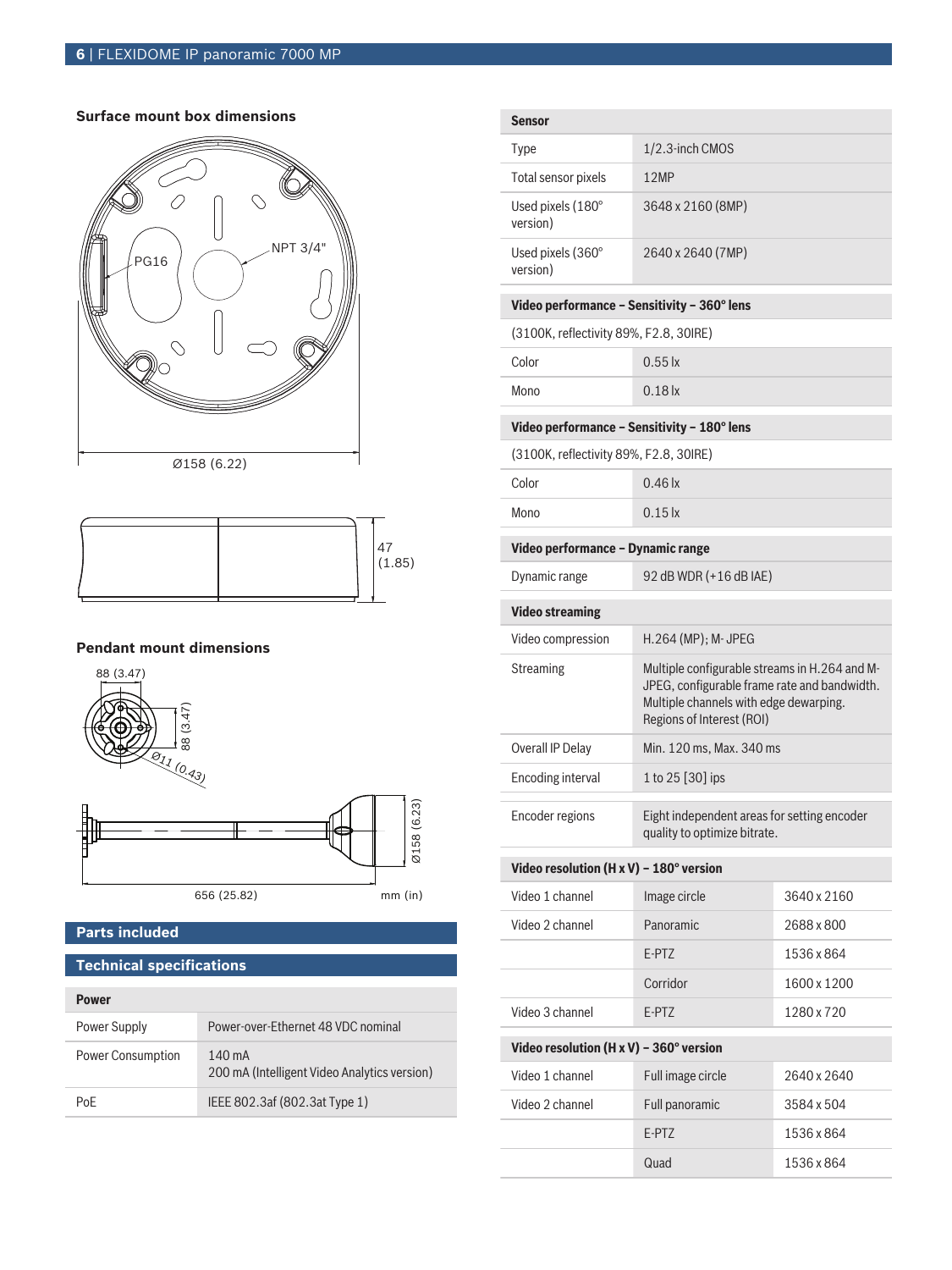## Surface mount box dimensions

PG16

NPT 3/4"

Ø158 (6.22)

47 (1.85)

## Pendant mount dimensions

88 (3.47)

88 (3.47)

Ø11 (0.43)

Ø158 (6.23)

656 (25.82)

mm (in)

## Parts included

## Technical specifications

| Power | |
|---|---|
| Power Supply | Power-over-Ethernet 48 VDC nominal |
| Power Consumption | 140 mA<br>200 mA (Intelligent Video Analytics version) |
| PoE | IEEE 802.3af (802.3at Type 1) |

| Sensor | |
|---|---|
| Type | 1/2.3-inch CMOS |
| Total sensor pixels | 12MP |
| Used pixels (180° version) | 3648 x 2160 (8MP) |
| Used pixels (360° version) | 2640 x 2640 (7MP) |

| Video performance – Sensitivity – 360° lens | |
|---|---|
| (3100K, reflectivity 89%, F2.8, 30IRE) | |
| Color | 0.55 lx |
| Mono | 0.18 lx |

| Video performance – Sensitivity – 180° lens | |
|---|---|
| (3100K, reflectivity 89%, F2.8, 30IRE) | |
| Color | 0.46 lx |
| Mono | 0.15 lx |

| Video performance – Dynamic range | |
|---|---|
| Dynamic range | 92 dB WDR (+16 dB IAE) |

| Video streaming | |
|---|---|
| Video compression | H.264 (MP); M- JPEG |
| Streaming | Multiple configurable streams in H.264 and M-JPEG, configurable frame rate and bandwidth. Multiple channels with edge dewarping. Regions of Interest (ROI) |
| Overall IP Delay | Min. 120 ms, Max. 340 ms |
| Encoding interval | 1 to 25 [30] ips |
| Encoder regions | Eight independent areas for setting encoder quality to optimize bitrate. |

| Video resolution (H x V) – 180° version | | |
|---|---|---|
| Video 1 channel | Image circle | 3640 x 2160 |
| Video 2 channel | Panoramic | 2688 x 800 |
| | E-PTZ | 1536 x 864 |
| | Corridor | 1600 x 1200 |
| Video 3 channel | E-PTZ | 1280 x 720 |

| Video resolution (H x V) – 360° version | | |
|---|---|---|
| Video 1 channel | Full image circle | 2640 x 2640 |
| Video 2 channel | Full panoramic | 3584 x 504 |
| | E-PTZ | 1536 x 864 |
| | Quad | 1536 x 864 |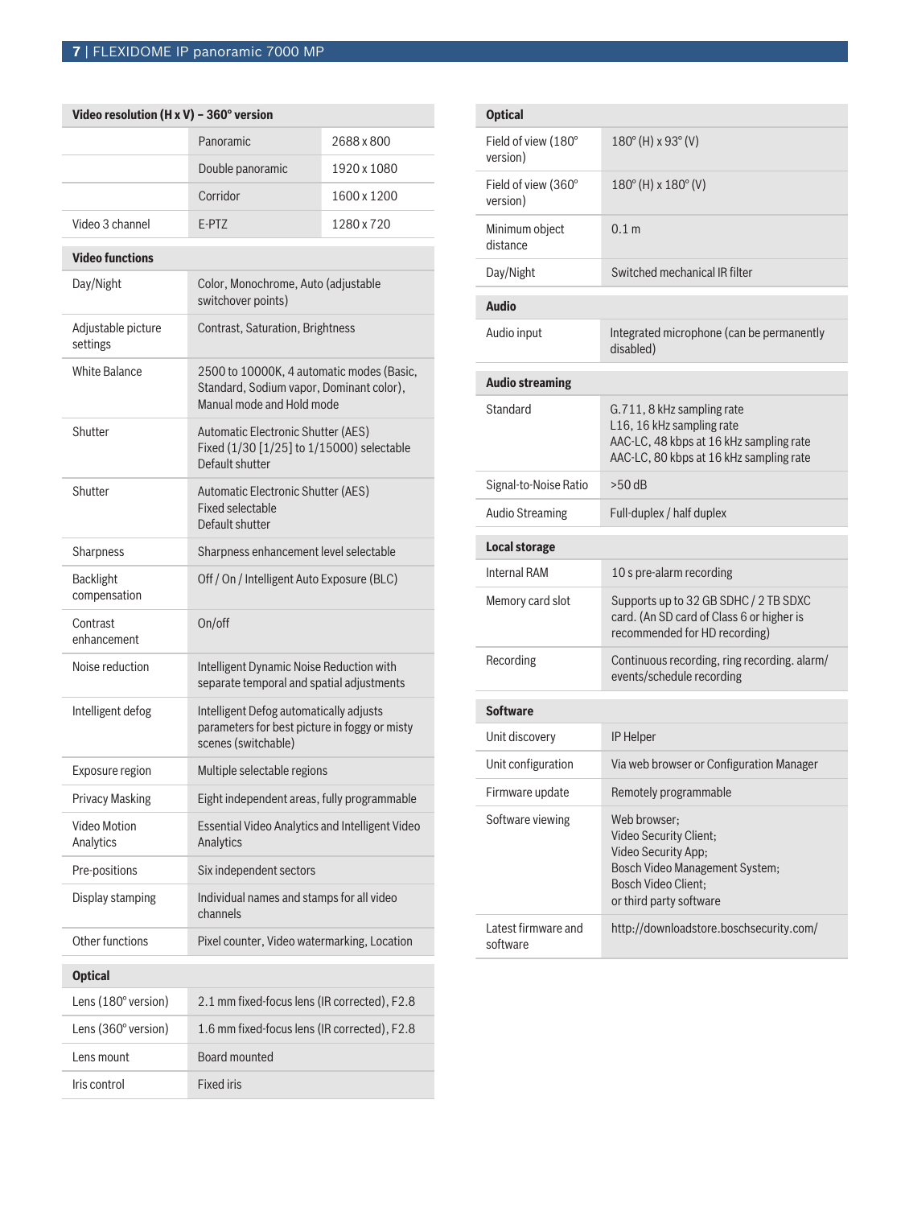| Video resolution (H x V) – 360° version | | |
|---|---|---|
| | Panoramic | 2688 x 800 |
| | Double panoramic | 1920 x 1080 |
| | Corridor | 1600 x 1200 |
| Video 3 channel | E-PTZ | 1280 x 720 |

| Video functions | |
|---|---|
| Day/Night | Color, Monochrome, Auto (adjustable switchover points) |
| Adjustable picture settings | Contrast, Saturation, Brightness |
| White Balance | 2500 to 10000K, 4 automatic modes (Basic, Standard, Sodium vapor, Dominant color), Manual mode and Hold mode |
| Shutter | Automatic Electronic Shutter (AES)<br>Fixed (1/30 [1/25] to 1/15000) selectable<br>Default shutter |
| Shutter | Automatic Electronic Shutter (AES)<br>Fixed selectable<br>Default shutter |
| Sharpness | Sharpness enhancement level selectable |
| Backlight compensation | Off / On / Intelligent Auto Exposure (BLC) |
| Contrast enhancement | On/off |
| Noise reduction | Intelligent Dynamic Noise Reduction with separate temporal and spatial adjustments |
| Intelligent defog | Intelligent Defog automatically adjusts parameters for best picture in foggy or misty scenes (switchable) |
| Exposure region | Multiple selectable regions |
| Privacy Masking | Eight independent areas, fully programmable |
| Video Motion Analytics | Essential Video Analytics and Intelligent Video Analytics |
| Pre-positions | Six independent sectors |
| Display stamping | Individual names and stamps for all video channels |
| Other functions | Pixel counter, Video watermarking, Location |

| Optical | |
|---|---|
| Lens (180° version) | 2.1 mm fixed-focus lens (IR corrected), F2.8 |
| Lens (360° version) | 1.6 mm fixed-focus lens (IR corrected), F2.8 |
| Lens mount | Board mounted |
| Iris control | Fixed iris |

| Optical | |
|---|---|
| Field of view (180° version) | 180° (H) x 93° (V) |
| Field of view (360° version) | 180° (H) x 180° (V) |
| Minimum object distance | 0.1 m |
| Day/Night | Switched mechanical IR filter |

| Audio | |
|---|---|
| Audio input | Integrated microphone (can be permanently disabled) |

| Audio streaming | |
|---|---|
| Standard | G.711, 8 kHz sampling rate<br>L16, 16 kHz sampling rate<br>AAC-LC, 48 kbps at 16 kHz sampling rate<br>AAC-LC, 80 kbps at 16 kHz sampling rate |
| Signal-to-Noise Ratio | >50 dB |
| Audio Streaming | Full-duplex / half duplex |

| Local storage | |
|---|---|
| Internal RAM | 10 s pre-alarm recording |
| Memory card slot | Supports up to 32 GB SDHC / 2 TB SDXC card. (An SD card of Class 6 or higher is recommended for HD recording) |
| Recording | Continuous recording, ring recording. alarm/ events/schedule recording |

| Software | |
|---|---|
| Unit discovery | IP Helper |
| Unit configuration | Via web browser or Configuration Manager |
| Firmware update | Remotely programmable |
| Software viewing | Web browser;<br>Video Security Client;<br>Video Security App;<br>Bosch Video Management System;<br>Bosch Video Client;<br>or third party software |
| Latest firmware and software | http://downloadstore.boschsecurity.com/ |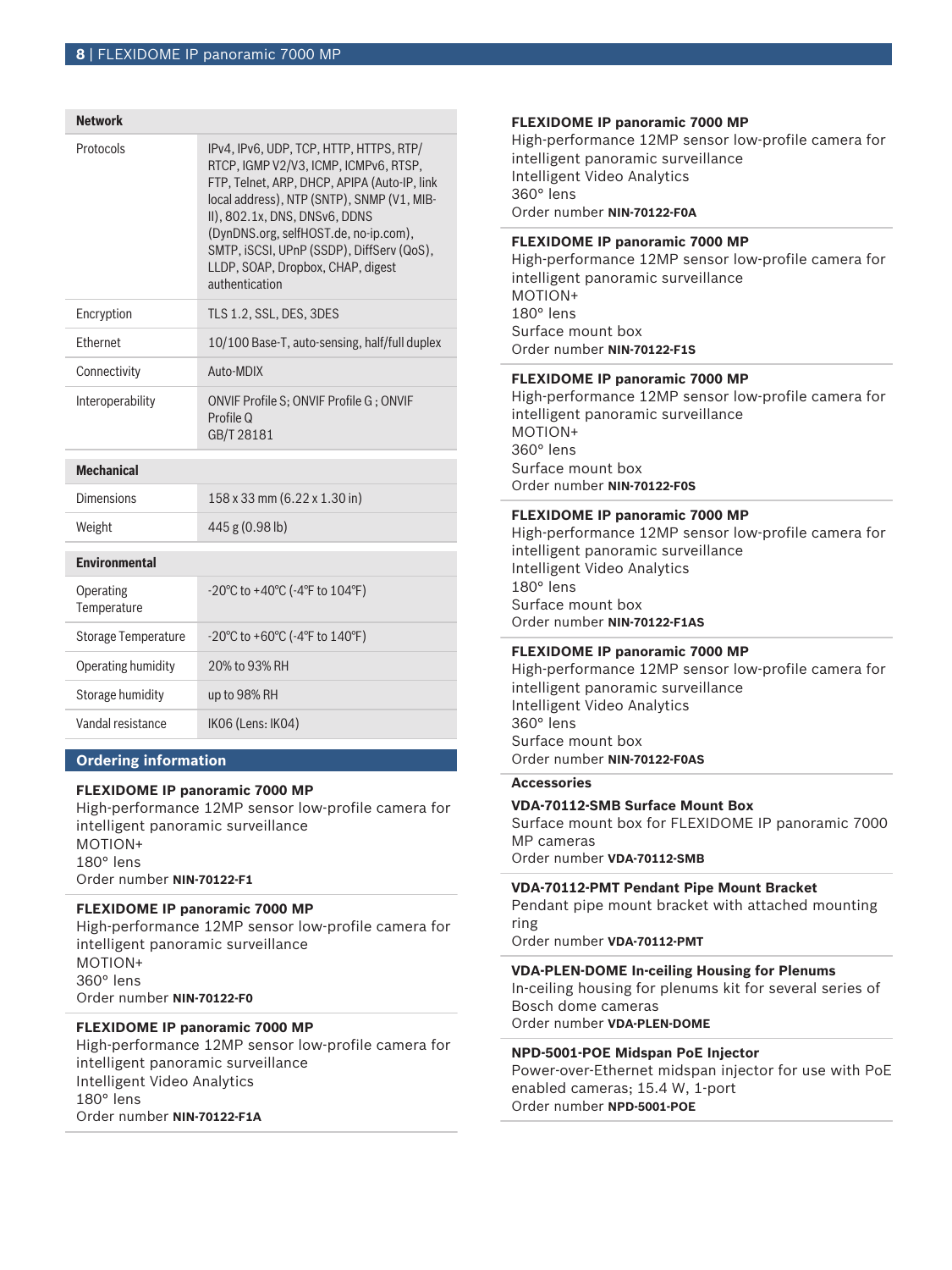| Network | |
|---|---|
| Protocols | IPv4, IPv6, UDP, TCP, HTTP, HTTPS, RTP/RTCP, IGMP V2/V3, ICMP, ICMPv6, RTSP, FTP, Telnet, ARP, DHCP, APIPA (Auto-IP, link local address), NTP (SNTP), SNMP (V1, MIB-II), 802.1x, DNS, DNSv6, DDNS (DynDNS.org, selfHOST.de, no-ip.com), SMTP, iSCSI, UPnP (SSDP), DiffServ (QoS), LLDP, SOAP, Dropbox, CHAP, digest authentication |
| Encryption | TLS 1.2, SSL, DES, 3DES |
| Ethernet | 10/100 Base-T, auto-sensing, half/full duplex |
| Connectivity | Auto-MDIX |
| Interoperability | ONVIF Profile S; ONVIF Profile G ; ONVIF Profile Q<br>GB/T 28181 |

| Mechanical | |
|---|---|
| Dimensions | 158 x 33 mm (6.22 x 1.30 in) |
| Weight | 445 g (0.98 lb) |

| Environmental | |
|---|---|
| Operating Temperature | -20℃ to +40℃ (-4℉ to 104℉) |
| Storage Temperature | -20℃ to +60℃ (-4℉ to 140℉) |
| Operating humidity | 20% to 93% RH |
| Storage humidity | up to 98% RH |
| Vandal resistance | IK06 (Lens: IK04) |

## Ordering information

**FLEXIDOME IP panoramic 7000 MP**
High-performance 12MP sensor low-profile camera for intelligent panoramic surveillance
MOTION+
180° lens
Order number **NIN-70122-F1**

**FLEXIDOME IP panoramic 7000 MP**
High-performance 12MP sensor low-profile camera for intelligent panoramic surveillance
MOTION+
360° lens
Order number **NIN-70122-F0**

**FLEXIDOME IP panoramic 7000 MP**
High-performance 12MP sensor low-profile camera for intelligent panoramic surveillance
Intelligent Video Analytics
180° lens
Order number **NIN-70122-F1A**

**FLEXIDOME IP panoramic 7000 MP**
High-performance 12MP sensor low-profile camera for intelligent panoramic surveillance
Intelligent Video Analytics
360° lens
Order number **NIN-70122-F0A**

**FLEXIDOME IP panoramic 7000 MP**
High-performance 12MP sensor low-profile camera for intelligent panoramic surveillance
MOTION+
180° lens
Surface mount box
Order number **NIN-70122-F1S**

**FLEXIDOME IP panoramic 7000 MP**
High-performance 12MP sensor low-profile camera for intelligent panoramic surveillance
MOTION+
360° lens
Surface mount box
Order number **NIN-70122-F0S**

**FLEXIDOME IP panoramic 7000 MP**
High-performance 12MP sensor low-profile camera for intelligent panoramic surveillance
Intelligent Video Analytics
180° lens
Surface mount box
Order number **NIN-70122-F1AS**

**FLEXIDOME IP panoramic 7000 MP**
High-performance 12MP sensor low-profile camera for intelligent panoramic surveillance
Intelligent Video Analytics
360° lens
Surface mount box
Order number **NIN-70122-F0AS**

### Accessories

**VDA-70112-SMB Surface Mount Box**
Surface mount box for FLEXIDOME IP panoramic 7000 MP cameras
Order number **VDA-70112-SMB**

**VDA-70112-PMT Pendant Pipe Mount Bracket**
Pendant pipe mount bracket with attached mounting ring
Order number **VDA-70112-PMT**

**VDA-PLEN-DOME In-ceiling Housing for Plenums**
In-ceiling housing for plenums kit for several series of Bosch dome cameras
Order number **VDA-PLEN-DOME**

**NPD-5001-POE Midspan PoE Injector**
Power-over-Ethernet midspan injector for use with PoE enabled cameras; 15.4 W, 1-port
Order number **NPD-5001-POE**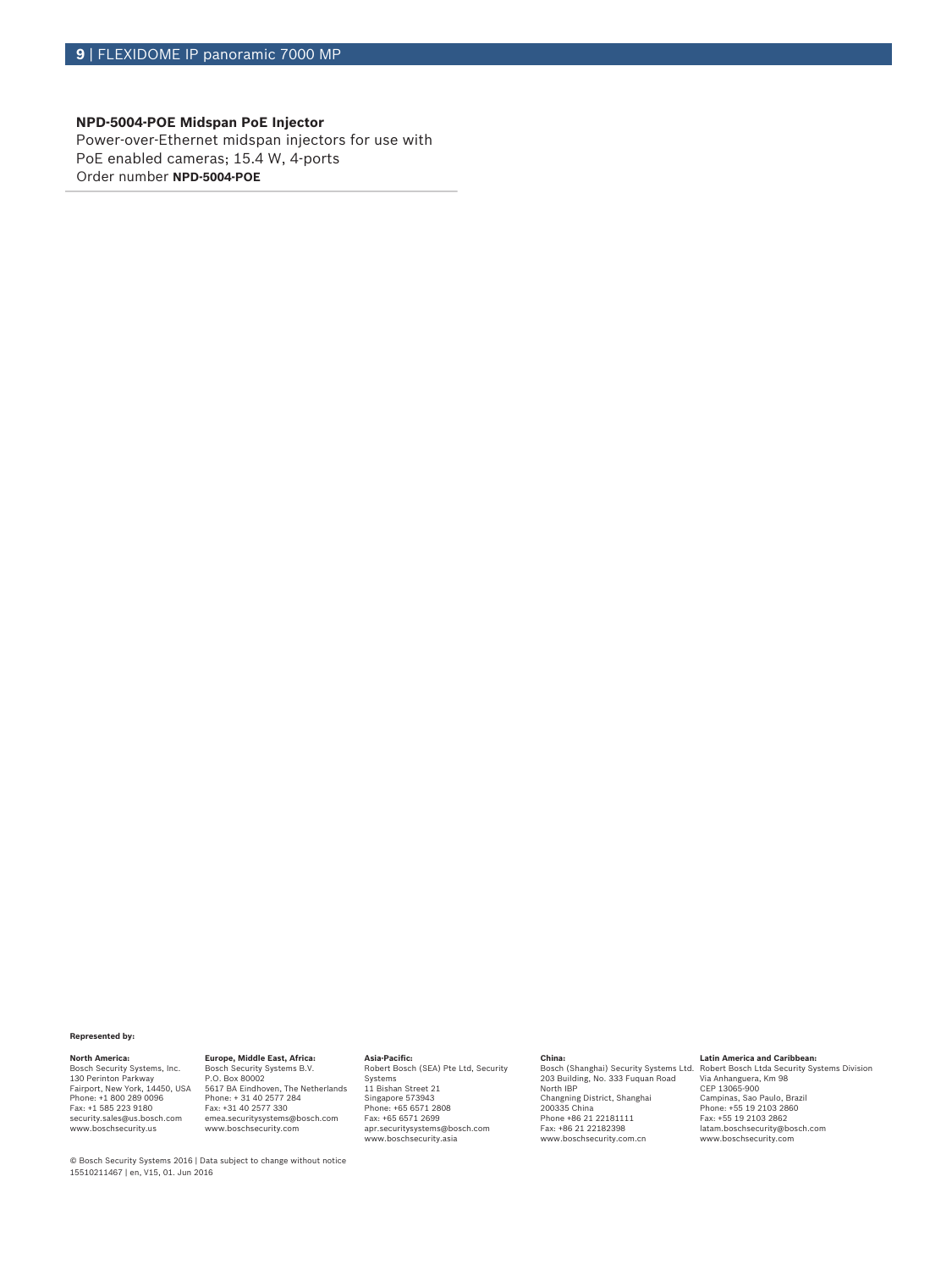**NPD-5004-POE Midspan PoE Injector**

Power-over-Ethernet midspan injectors for use with PoE enabled cameras; 15.4 W, 4-ports

Order number **NPD-5004-POE**

**Represented by:**

**North America:**
Bosch Security Systems, Inc.
130 Perinton Parkway
Fairport, New York, 14450, USA
Phone: +1 800 289 0096
Fax: +1 585 223 9180
security.sales@us.bosch.com
www.boschsecurity.us

**Europe, Middle East, Africa:**
Bosch Security Systems B.V.
P.O. Box 80002
5617 BA Eindhoven, The Netherlands
Phone: + 31 40 2577 284
Fax: +31 40 2577 330
emea.securitysystems@bosch.com
www.boschsecurity.com

**Asia-Pacific:**
Robert Bosch (SEA) Pte Ltd, Security Systems
11 Bishan Street 21
Singapore 573943
Phone: +65 6571 2808
Fax: +65 6571 2699
apr.securitysystems@bosch.com
www.boschsecurity.asia

**China:**
Bosch (Shanghai) Security Systems Ltd.
203 Building, No. 333 Fuquan Road
North IBP
Changning District, Shanghai
200335 China
Phone +86 21 22181111
Fax: +86 21 22182398
www.boschsecurity.com.cn

**Latin America and Caribbean:**
Robert Bosch Ltda Security Systems Division
Via Anhanguera, Km 98
CEP 13065-900
Campinas, Sao Paulo, Brazil
Phone: +55 19 2103 2860
Fax: +55 19 2103 2862
latam.boschsecurity@bosch.com
www.boschsecurity.com

© Bosch Security Systems 2016 | Data subject to change without notice
15510211467 | en, V15, 01. Jun 2016